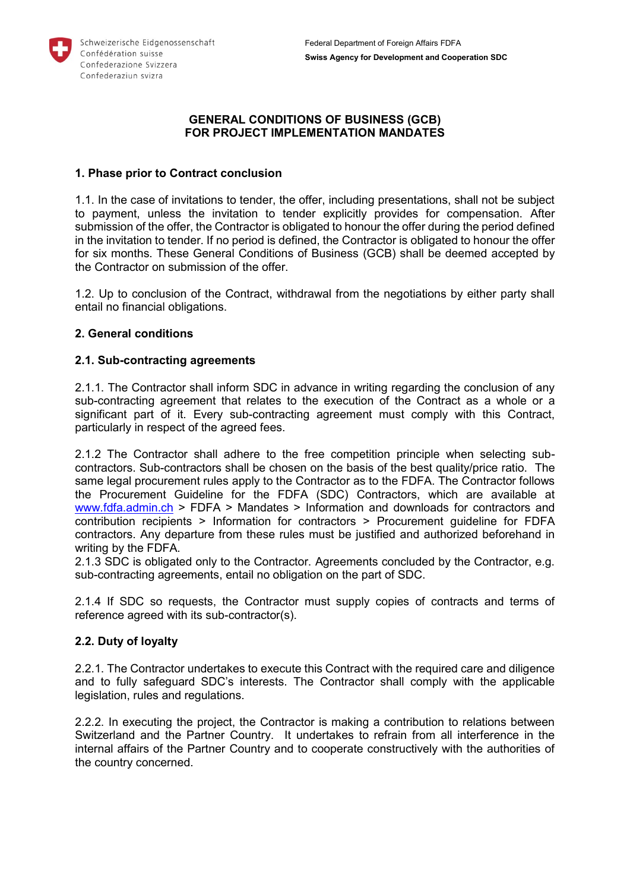Schweizerische Eidgenossenschaft
Confédération suisse
Confederazione Svizzera
Confederaziun svizra

Federal Department of Foreign Affairs FDFA
**Swiss Agency for Development and Cooperation SDC**

# GENERAL CONDITIONS OF BUSINESS (GCB) FOR PROJECT IMPLEMENTATION MANDATES

## 1. Phase prior to Contract conclusion

1.1. In the case of invitations to tender, the offer, including presentations, shall not be subject to payment, unless the invitation to tender explicitly provides for compensation. After submission of the offer, the Contractor is obligated to honour the offer during the period defined in the invitation to tender. If no period is defined, the Contractor is obligated to honour the offer for six months. These General Conditions of Business (GCB) shall be deemed accepted by the Contractor on submission of the offer.

1.2. Up to conclusion of the Contract, withdrawal from the negotiations by either party shall entail no financial obligations.

## 2. General conditions

### 2.1. Sub-contracting agreements

2.1.1. The Contractor shall inform SDC in advance in writing regarding the conclusion of any sub-contracting agreement that relates to the execution of the Contract as a whole or a significant part of it. Every sub-contracting agreement must comply with this Contract, particularly in respect of the agreed fees.

2.1.2 The Contractor shall adhere to the free competition principle when selecting sub-contractors. Sub-contractors shall be chosen on the basis of the best quality/price ratio. The same legal procurement rules apply to the Contractor as to the FDFA. The Contractor follows the Procurement Guideline for the FDFA (SDC) Contractors, which are available at www.fdfa.admin.ch > FDFA > Mandates > Information and downloads for contractors and contribution recipients > Information for contractors > Procurement guideline for FDFA contractors. Any departure from these rules must be justified and authorized beforehand in writing by the FDFA.

2.1.3 SDC is obligated only to the Contractor. Agreements concluded by the Contractor, e.g. sub-contracting agreements, entail no obligation on the part of SDC.

2.1.4 If SDC so requests, the Contractor must supply copies of contracts and terms of reference agreed with its sub-contractor(s).

### 2.2. Duty of loyalty

2.2.1. The Contractor undertakes to execute this Contract with the required care and diligence and to fully safeguard SDC's interests. The Contractor shall comply with the applicable legislation, rules and regulations.

2.2.2. In executing the project, the Contractor is making a contribution to relations between Switzerland and the Partner Country. It undertakes to refrain from all interference in the internal affairs of the Partner Country and to cooperate constructively with the authorities of the country concerned.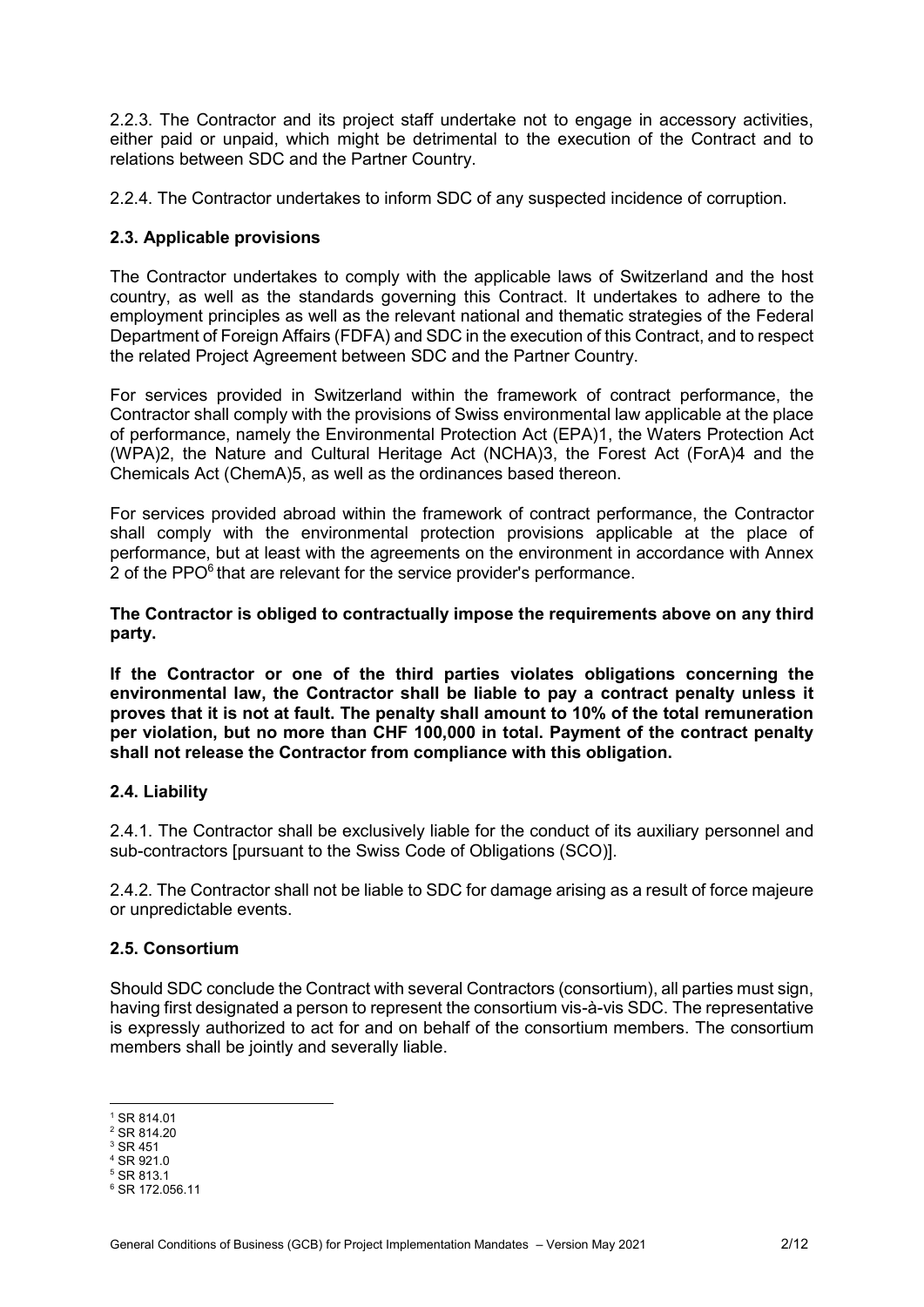2.2.3. The Contractor and its project staff undertake not to engage in accessory activities, either paid or unpaid, which might be detrimental to the execution of the Contract and to relations between SDC and the Partner Country.

2.2.4. The Contractor undertakes to inform SDC of any suspected incidence of corruption.

### 2.3. Applicable provisions

The Contractor undertakes to comply with the applicable laws of Switzerland and the host country, as well as the standards governing this Contract. It undertakes to adhere to the employment principles as well as the relevant national and thematic strategies of the Federal Department of Foreign Affairs (FDFA) and SDC in the execution of this Contract, and to respect the related Project Agreement between SDC and the Partner Country.

For services provided in Switzerland within the framework of contract performance, the Contractor shall comply with the provisions of Swiss environmental law applicable at the place of performance, namely the Environmental Protection Act (EPA)[1], the Waters Protection Act (WPA)[2], the Nature and Cultural Heritage Act (NCHA)[3], the Forest Act (ForA)[4] and the Chemicals Act (ChemA)[5], as well as the ordinances based thereon.

For services provided abroad within the framework of contract performance, the Contractor shall comply with the environmental protection provisions applicable at the place of performance, but at least with the agreements on the environment in accordance with Annex 2 of the PPO[6] that are relevant for the service provider's performance.

**The Contractor is obliged to contractually impose the requirements above on any third party.**

**If the Contractor or one of the third parties violates obligations concerning the environmental law, the Contractor shall be liable to pay a contract penalty unless it proves that it is not at fault. The penalty shall amount to 10% of the total remuneration per violation, but no more than CHF 100,000 in total. Payment of the contract penalty shall not release the Contractor from compliance with this obligation.**

### 2.4. Liability

2.4.1. The Contractor shall be exclusively liable for the conduct of its auxiliary personnel and sub-contractors [pursuant to the Swiss Code of Obligations (SCO)].

2.4.2. The Contractor shall not be liable to SDC for damage arising as a result of force majeure or unpredictable events.

### 2.5. Consortium

Should SDC conclude the Contract with several Contractors (consortium), all parties must sign, having first designated a person to represent the consortium vis-à-vis SDC. The representative is expressly authorized to act for and on behalf of the consortium members. The consortium members shall be jointly and severally liable.

---

[1] SR 814.01
[2] SR 814.20
[3] SR 451
[4] SR 921.0
[5] SR 813.1
[6] SR 172.056.11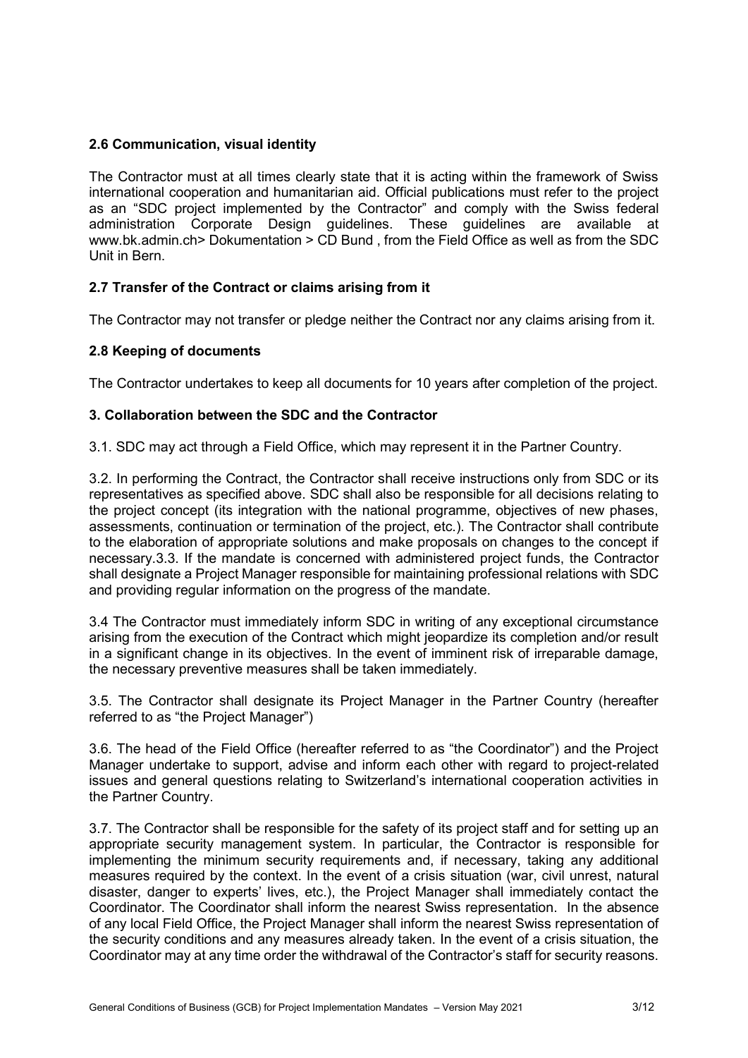### 2.6 Communication, visual identity

The Contractor must at all times clearly state that it is acting within the framework of Swiss international cooperation and humanitarian aid. Official publications must refer to the project as an "SDC project implemented by the Contractor" and comply with the Swiss federal administration Corporate Design guidelines. These guidelines are available at www.bk.admin.ch> Dokumentation > CD Bund , from the Field Office as well as from the SDC Unit in Bern.

### 2.7 Transfer of the Contract or claims arising from it

The Contractor may not transfer or pledge neither the Contract nor any claims arising from it.

### 2.8 Keeping of documents

The Contractor undertakes to keep all documents for 10 years after completion of the project.

## 3. Collaboration between the SDC and the Contractor

3.1. SDC may act through a Field Office, which may represent it in the Partner Country.

3.2. In performing the Contract, the Contractor shall receive instructions only from SDC or its representatives as specified above. SDC shall also be responsible for all decisions relating to the project concept (its integration with the national programme, objectives of new phases, assessments, continuation or termination of the project, etc.). The Contractor shall contribute to the elaboration of appropriate solutions and make proposals on changes to the concept if necessary.3.3. If the mandate is concerned with administered project funds, the Contractor shall designate a Project Manager responsible for maintaining professional relations with SDC and providing regular information on the progress of the mandate.

3.4 The Contractor must immediately inform SDC in writing of any exceptional circumstance arising from the execution of the Contract which might jeopardize its completion and/or result in a significant change in its objectives. In the event of imminent risk of irreparable damage, the necessary preventive measures shall be taken immediately.

3.5. The Contractor shall designate its Project Manager in the Partner Country (hereafter referred to as "the Project Manager")

3.6. The head of the Field Office (hereafter referred to as "the Coordinator") and the Project Manager undertake to support, advise and inform each other with regard to project-related issues and general questions relating to Switzerland's international cooperation activities in the Partner Country.

3.7. The Contractor shall be responsible for the safety of its project staff and for setting up an appropriate security management system. In particular, the Contractor is responsible for implementing the minimum security requirements and, if necessary, taking any additional measures required by the context. In the event of a crisis situation (war, civil unrest, natural disaster, danger to experts' lives, etc.), the Project Manager shall immediately contact the Coordinator. The Coordinator shall inform the nearest Swiss representation. In the absence of any local Field Office, the Project Manager shall inform the nearest Swiss representation of the security conditions and any measures already taken. In the event of a crisis situation, the Coordinator may at any time order the withdrawal of the Contractor's staff for security reasons.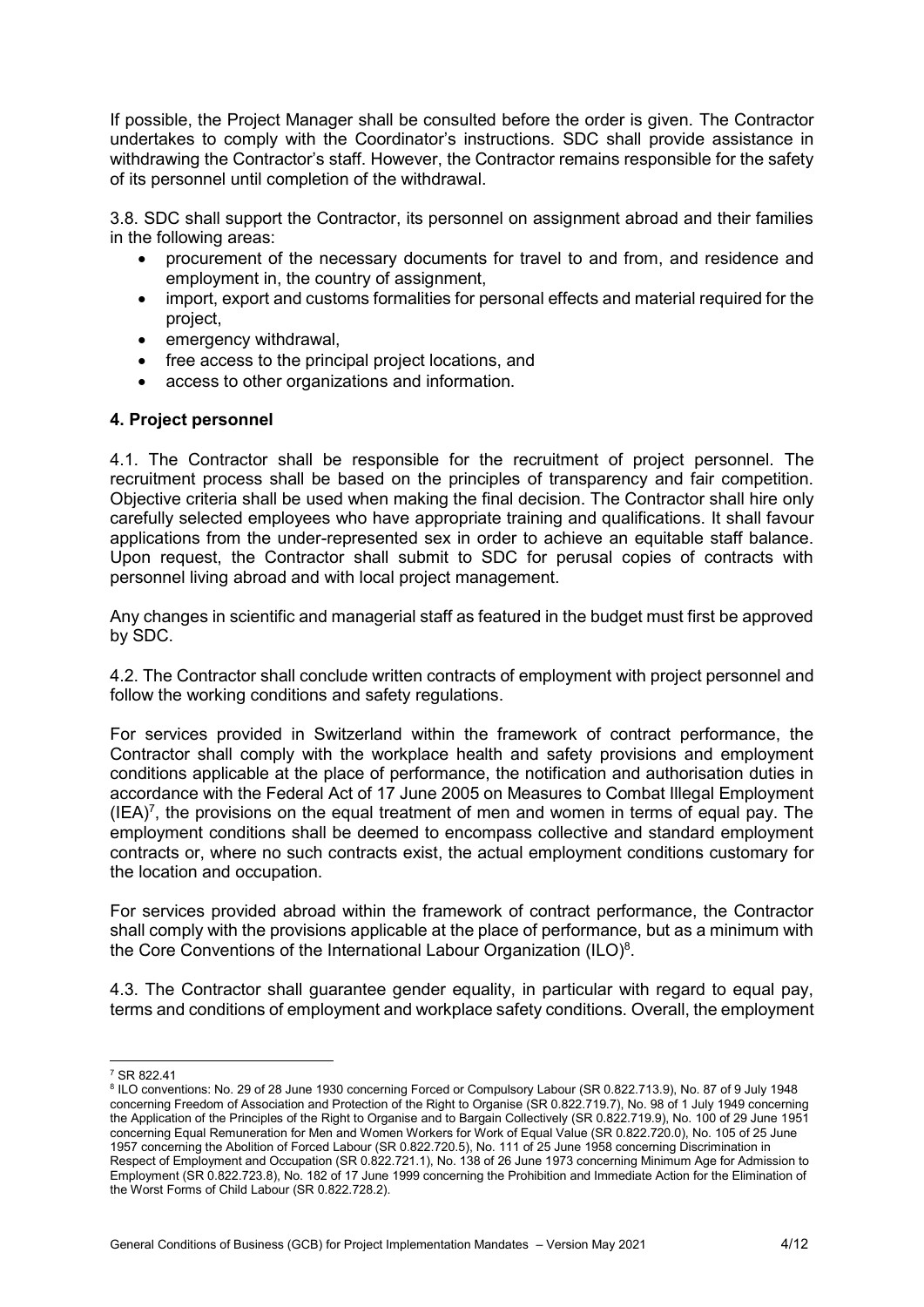If possible, the Project Manager shall be consulted before the order is given. The Contractor undertakes to comply with the Coordinator's instructions. SDC shall provide assistance in withdrawing the Contractor's staff. However, the Contractor remains responsible for the safety of its personnel until completion of the withdrawal.

3.8. SDC shall support the Contractor, its personnel on assignment abroad and their families in the following areas:

- procurement of the necessary documents for travel to and from, and residence and employment in, the country of assignment,
- import, export and customs formalities for personal effects and material required for the project,
- emergency withdrawal,
- free access to the principal project locations, and
- access to other organizations and information.

## 4. Project personnel

4.1. The Contractor shall be responsible for the recruitment of project personnel. The recruitment process shall be based on the principles of transparency and fair competition. Objective criteria shall be used when making the final decision. The Contractor shall hire only carefully selected employees who have appropriate training and qualifications. It shall favour applications from the under-represented sex in order to achieve an equitable staff balance. Upon request, the Contractor shall submit to SDC for perusal copies of contracts with personnel living abroad and with local project management.

Any changes in scientific and managerial staff as featured in the budget must first be approved by SDC.

4.2. The Contractor shall conclude written contracts of employment with project personnel and follow the working conditions and safety regulations.

For services provided in Switzerland within the framework of contract performance, the Contractor shall comply with the workplace health and safety provisions and employment conditions applicable at the place of performance, the notification and authorisation duties in accordance with the Federal Act of 17 June 2005 on Measures to Combat Illegal Employment (IEA)[7], the provisions on the equal treatment of men and women in terms of equal pay. The employment conditions shall be deemed to encompass collective and standard employment contracts or, where no such contracts exist, the actual employment conditions customary for the location and occupation.

For services provided abroad within the framework of contract performance, the Contractor shall comply with the provisions applicable at the place of performance, but as a minimum with the Core Conventions of the International Labour Organization (ILO)[8].

4.3. The Contractor shall guarantee gender equality, in particular with regard to equal pay, terms and conditions of employment and workplace safety conditions. Overall, the employment

---

[7] SR 822.41

[8] ILO conventions: No. 29 of 28 June 1930 concerning Forced or Compulsory Labour (SR 0.822.713.9), No. 87 of 9 July 1948 concerning Freedom of Association and Protection of the Right to Organise (SR 0.822.719.7), No. 98 of 1 July 1949 concerning the Application of the Principles of the Right to Organise and to Bargain Collectively (SR 0.822.719.9), No. 100 of 29 June 1951 concerning Equal Remuneration for Men and Women Workers for Work of Equal Value (SR 0.822.720.0), No. 105 of 25 June 1957 concerning the Abolition of Forced Labour (SR 0.822.720.5), No. 111 of 25 June 1958 concerning Discrimination in Respect of Employment and Occupation (SR 0.822.721.1), No. 138 of 26 June 1973 concerning Minimum Age for Admission to Employment (SR 0.822.723.8), No. 182 of 17 June 1999 concerning the Prohibition and Immediate Action for the Elimination of the Worst Forms of Child Labour (SR 0.822.728.2).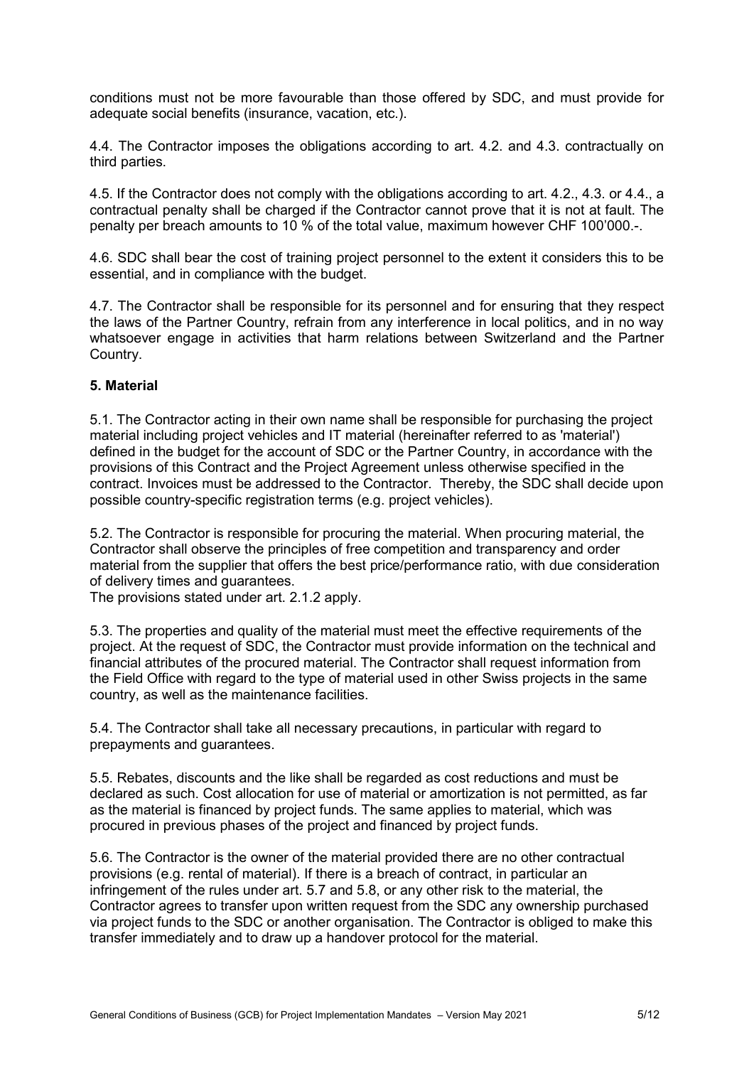conditions must not be more favourable than those offered by SDC, and must provide for adequate social benefits (insurance, vacation, etc.).

4.4. The Contractor imposes the obligations according to art. 4.2. and 4.3. contractually on third parties.

4.5. If the Contractor does not comply with the obligations according to art. 4.2., 4.3. or 4.4., a contractual penalty shall be charged if the Contractor cannot prove that it is not at fault. The penalty per breach amounts to 10 % of the total value, maximum however CHF 100'000.-.

4.6. SDC shall bear the cost of training project personnel to the extent it considers this to be essential, and in compliance with the budget.

4.7. The Contractor shall be responsible for its personnel and for ensuring that they respect the laws of the Partner Country, refrain from any interference in local politics, and in no way whatsoever engage in activities that harm relations between Switzerland and the Partner Country.

**5. Material**

5.1. The Contractor acting in their own name shall be responsible for purchasing the project material including project vehicles and IT material (hereinafter referred to as 'material') defined in the budget for the account of SDC or the Partner Country, in accordance with the provisions of this Contract and the Project Agreement unless otherwise specified in the contract. Invoices must be addressed to the Contractor. Thereby, the SDC shall decide upon possible country-specific registration terms (e.g. project vehicles).

5.2. The Contractor is responsible for procuring the material. When procuring material, the Contractor shall observe the principles of free competition and transparency and order material from the supplier that offers the best price/performance ratio, with due consideration of delivery times and guarantees.
The provisions stated under art. 2.1.2 apply.

5.3. The properties and quality of the material must meet the effective requirements of the project. At the request of SDC, the Contractor must provide information on the technical and financial attributes of the procured material. The Contractor shall request information from the Field Office with regard to the type of material used in other Swiss projects in the same country, as well as the maintenance facilities.

5.4. The Contractor shall take all necessary precautions, in particular with regard to prepayments and guarantees.

5.5. Rebates, discounts and the like shall be regarded as cost reductions and must be declared as such. Cost allocation for use of material or amortization is not permitted, as far as the material is financed by project funds. The same applies to material, which was procured in previous phases of the project and financed by project funds.

5.6. The Contractor is the owner of the material provided there are no other contractual provisions (e.g. rental of material). If there is a breach of contract, in particular an infringement of the rules under art. 5.7 and 5.8, or any other risk to the material, the Contractor agrees to transfer upon written request from the SDC any ownership purchased via project funds to the SDC or another organisation. The Contractor is obliged to make this transfer immediately and to draw up a handover protocol for the material.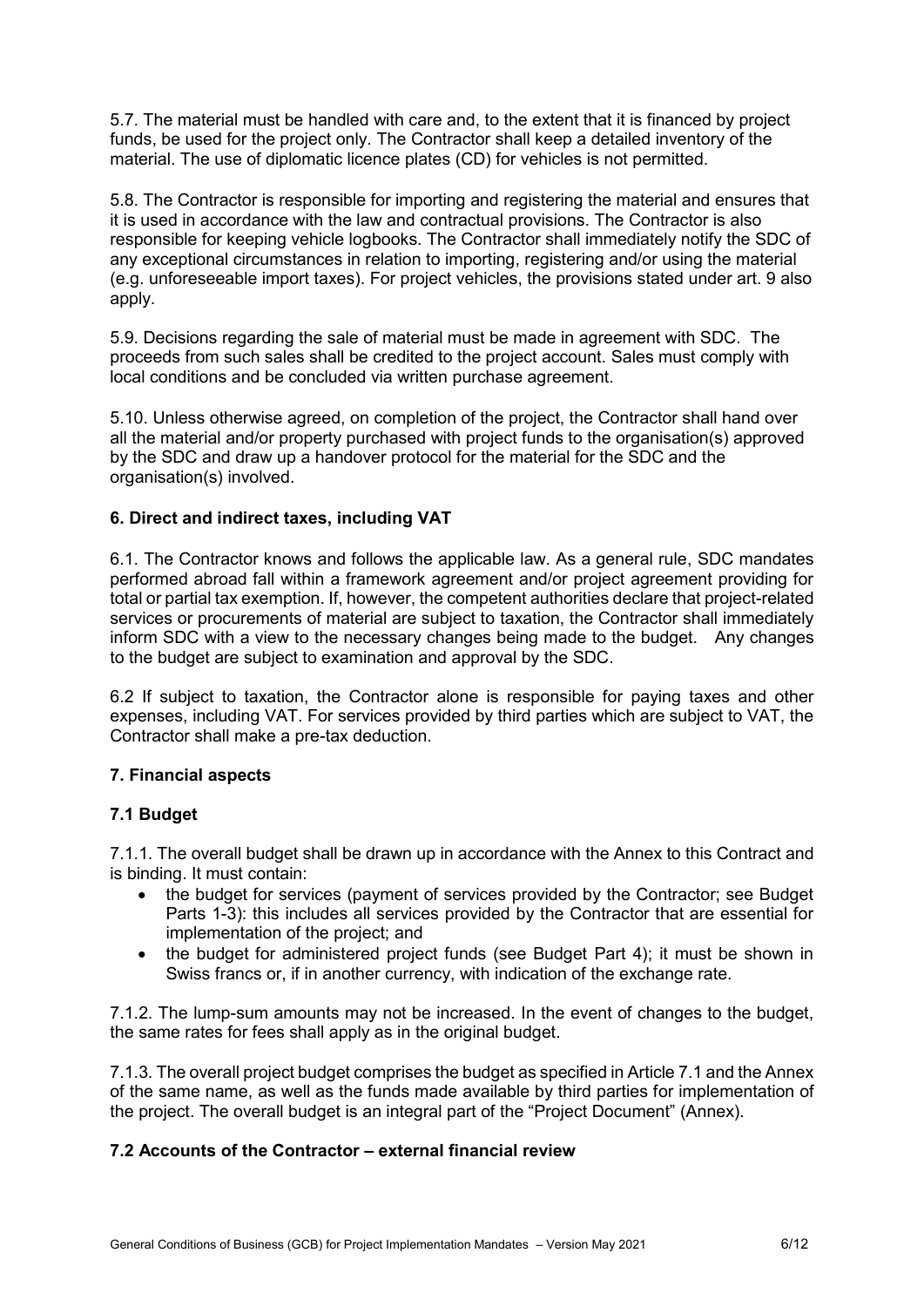5.7. The material must be handled with care and, to the extent that it is financed by project funds, be used for the project only. The Contractor shall keep a detailed inventory of the material. The use of diplomatic licence plates (CD) for vehicles is not permitted.

5.8. The Contractor is responsible for importing and registering the material and ensures that it is used in accordance with the law and contractual provisions. The Contractor is also responsible for keeping vehicle logbooks. The Contractor shall immediately notify the SDC of any exceptional circumstances in relation to importing, registering and/or using the material (e.g. unforeseeable import taxes). For project vehicles, the provisions stated under art. 9 also apply.

5.9. Decisions regarding the sale of material must be made in agreement with SDC. The proceeds from such sales shall be credited to the project account. Sales must comply with local conditions and be concluded via written purchase agreement.

5.10. Unless otherwise agreed, on completion of the project, the Contractor shall hand over all the material and/or property purchased with project funds to the organisation(s) approved by the SDC and draw up a handover protocol for the material for the SDC and the organisation(s) involved.

### 6. Direct and indirect taxes, including VAT

6.1. The Contractor knows and follows the applicable law. As a general rule, SDC mandates performed abroad fall within a framework agreement and/or project agreement providing for total or partial tax exemption. If, however, the competent authorities declare that project-related services or procurements of material are subject to taxation, the Contractor shall immediately inform SDC with a view to the necessary changes being made to the budget. Any changes to the budget are subject to examination and approval by the SDC.

6.2 If subject to taxation, the Contractor alone is responsible for paying taxes and other expenses, including VAT. For services provided by third parties which are subject to VAT, the Contractor shall make a pre-tax deduction.

### 7. Financial aspects

#### 7.1 Budget

7.1.1. The overall budget shall be drawn up in accordance with the Annex to this Contract and is binding. It must contain:

- the budget for services (payment of services provided by the Contractor; see Budget Parts 1-3): this includes all services provided by the Contractor that are essential for implementation of the project; and
- the budget for administered project funds (see Budget Part 4); it must be shown in Swiss francs or, if in another currency, with indication of the exchange rate.

7.1.2. The lump-sum amounts may not be increased. In the event of changes to the budget, the same rates for fees shall apply as in the original budget.

7.1.3. The overall project budget comprises the budget as specified in Article 7.1 and the Annex of the same name, as well as the funds made available by third parties for implementation of the project. The overall budget is an integral part of the "Project Document" (Annex).

#### 7.2 Accounts of the Contractor – external financial review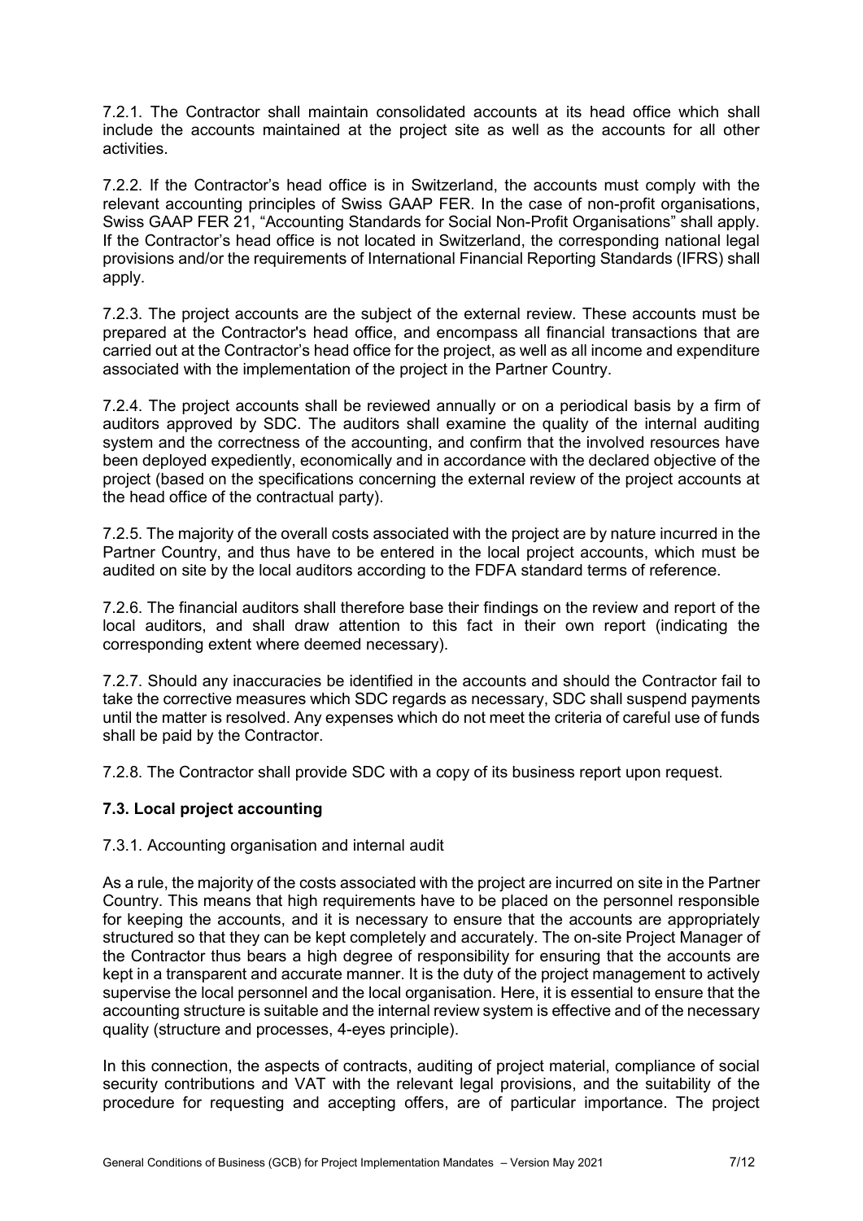7.2.1. The Contractor shall maintain consolidated accounts at its head office which shall include the accounts maintained at the project site as well as the accounts for all other activities.

7.2.2. If the Contractor's head office is in Switzerland, the accounts must comply with the relevant accounting principles of Swiss GAAP FER. In the case of non-profit organisations, Swiss GAAP FER 21, "Accounting Standards for Social Non-Profit Organisations" shall apply. If the Contractor's head office is not located in Switzerland, the corresponding national legal provisions and/or the requirements of International Financial Reporting Standards (IFRS) shall apply.

7.2.3. The project accounts are the subject of the external review. These accounts must be prepared at the Contractor's head office, and encompass all financial transactions that are carried out at the Contractor's head office for the project, as well as all income and expenditure associated with the implementation of the project in the Partner Country.

7.2.4. The project accounts shall be reviewed annually or on a periodical basis by a firm of auditors approved by SDC. The auditors shall examine the quality of the internal auditing system and the correctness of the accounting, and confirm that the involved resources have been deployed expediently, economically and in accordance with the declared objective of the project (based on the specifications concerning the external review of the project accounts at the head office of the contractual party).

7.2.5. The majority of the overall costs associated with the project are by nature incurred in the Partner Country, and thus have to be entered in the local project accounts, which must be audited on site by the local auditors according to the FDFA standard terms of reference.

7.2.6. The financial auditors shall therefore base their findings on the review and report of the local auditors, and shall draw attention to this fact in their own report (indicating the corresponding extent where deemed necessary).

7.2.7. Should any inaccuracies be identified in the accounts and should the Contractor fail to take the corrective measures which SDC regards as necessary, SDC shall suspend payments until the matter is resolved. Any expenses which do not meet the criteria of careful use of funds shall be paid by the Contractor.

7.2.8. The Contractor shall provide SDC with a copy of its business report upon request.

### 7.3. Local project accounting

7.3.1. Accounting organisation and internal audit

As a rule, the majority of the costs associated with the project are incurred on site in the Partner Country. This means that high requirements have to be placed on the personnel responsible for keeping the accounts, and it is necessary to ensure that the accounts are appropriately structured so that they can be kept completely and accurately. The on-site Project Manager of the Contractor thus bears a high degree of responsibility for ensuring that the accounts are kept in a transparent and accurate manner. It is the duty of the project management to actively supervise the local personnel and the local organisation. Here, it is essential to ensure that the accounting structure is suitable and the internal review system is effective and of the necessary quality (structure and processes, 4-eyes principle).

In this connection, the aspects of contracts, auditing of project material, compliance of social security contributions and VAT with the relevant legal provisions, and the suitability of the procedure for requesting and accepting offers, are of particular importance. The project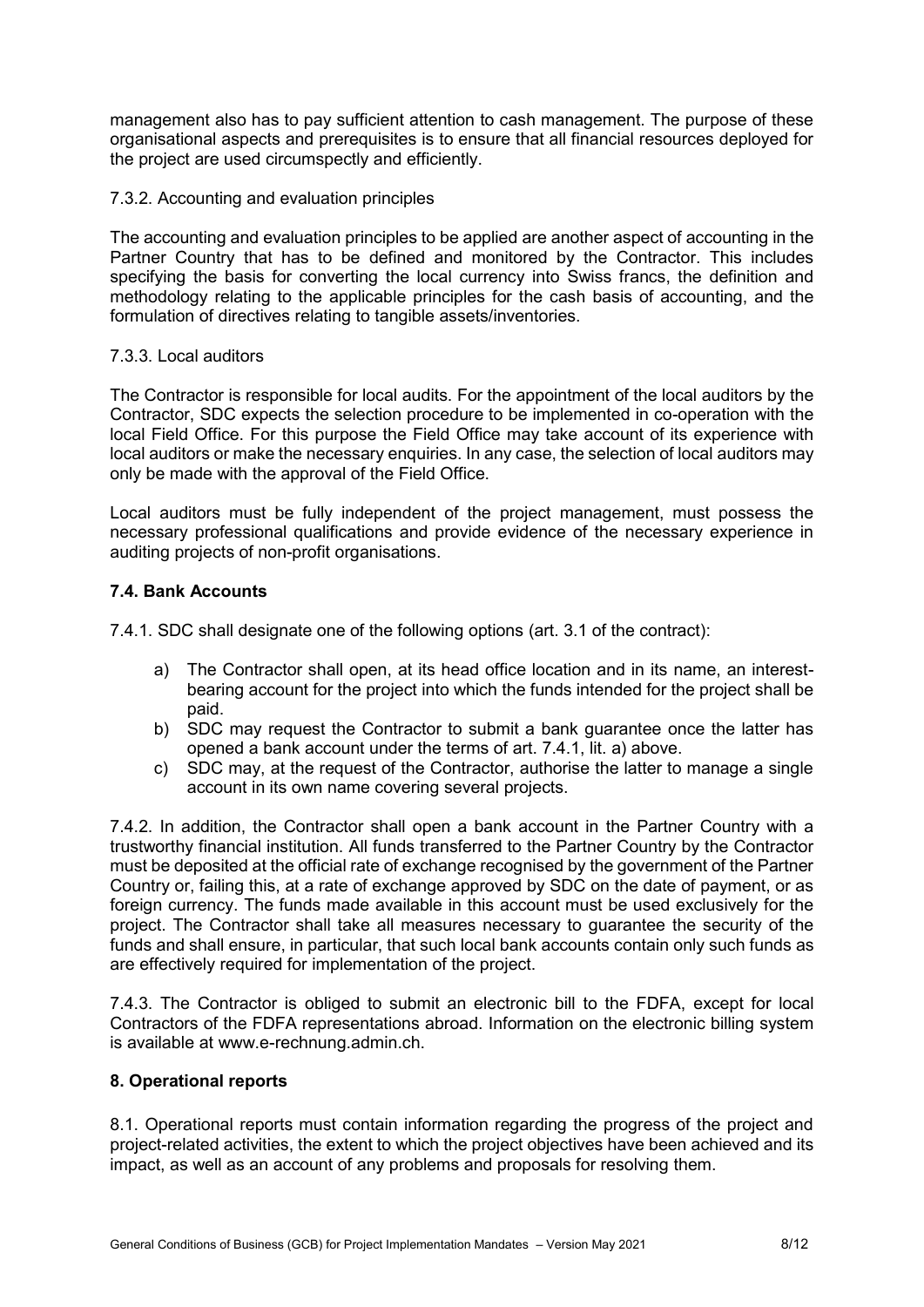management also has to pay sufficient attention to cash management. The purpose of these organisational aspects and prerequisites is to ensure that all financial resources deployed for the project are used circumspectly and efficiently.

7.3.2. Accounting and evaluation principles

The accounting and evaluation principles to be applied are another aspect of accounting in the Partner Country that has to be defined and monitored by the Contractor. This includes specifying the basis for converting the local currency into Swiss francs, the definition and methodology relating to the applicable principles for the cash basis of accounting, and the formulation of directives relating to tangible assets/inventories.

7.3.3. Local auditors

The Contractor is responsible for local audits. For the appointment of the local auditors by the Contractor, SDC expects the selection procedure to be implemented in co-operation with the local Field Office. For this purpose the Field Office may take account of its experience with local auditors or make the necessary enquiries. In any case, the selection of local auditors may only be made with the approval of the Field Office.

Local auditors must be fully independent of the project management, must possess the necessary professional qualifications and provide evidence of the necessary experience in auditing projects of non-profit organisations.

### 7.4. Bank Accounts

7.4.1. SDC shall designate one of the following options (art. 3.1 of the contract):

a) The Contractor shall open, at its head office location and in its name, an interest-bearing account for the project into which the funds intended for the project shall be paid.
b) SDC may request the Contractor to submit a bank guarantee once the latter has opened a bank account under the terms of art. 7.4.1, lit. a) above.
c) SDC may, at the request of the Contractor, authorise the latter to manage a single account in its own name covering several projects.

7.4.2. In addition, the Contractor shall open a bank account in the Partner Country with a trustworthy financial institution. All funds transferred to the Partner Country by the Contractor must be deposited at the official rate of exchange recognised by the government of the Partner Country or, failing this, at a rate of exchange approved by SDC on the date of payment, or as foreign currency. The funds made available in this account must be used exclusively for the project. The Contractor shall take all measures necessary to guarantee the security of the funds and shall ensure, in particular, that such local bank accounts contain only such funds as are effectively required for implementation of the project.

7.4.3. The Contractor is obliged to submit an electronic bill to the FDFA, except for local Contractors of the FDFA representations abroad. Information on the electronic billing system is available at www.e-rechnung.admin.ch.

## 8. Operational reports

8.1. Operational reports must contain information regarding the progress of the project and project-related activities, the extent to which the project objectives have been achieved and its impact, as well as an account of any problems and proposals for resolving them.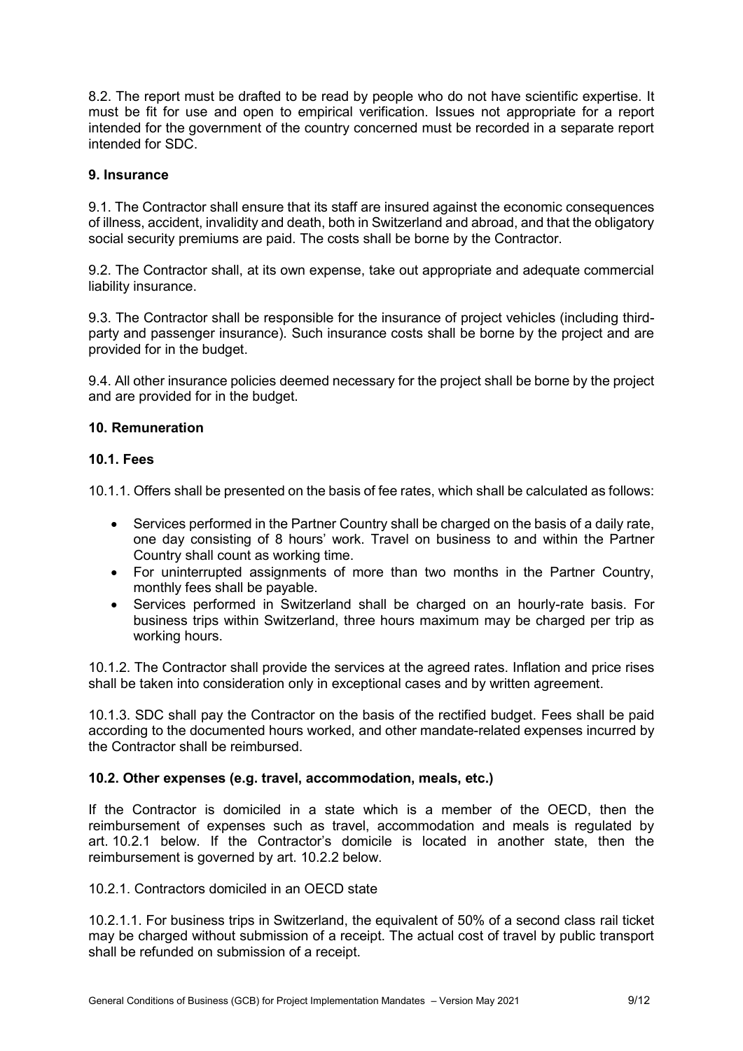8.2. The report must be drafted to be read by people who do not have scientific expertise. It must be fit for use and open to empirical verification. Issues not appropriate for a report intended for the government of the country concerned must be recorded in a separate report intended for SDC.

### 9. Insurance

9.1. The Contractor shall ensure that its staff are insured against the economic consequences of illness, accident, invalidity and death, both in Switzerland and abroad, and that the obligatory social security premiums are paid. The costs shall be borne by the Contractor.

9.2. The Contractor shall, at its own expense, take out appropriate and adequate commercial liability insurance.

9.3. The Contractor shall be responsible for the insurance of project vehicles (including third-party and passenger insurance). Such insurance costs shall be borne by the project and are provided for in the budget.

9.4. All other insurance policies deemed necessary for the project shall be borne by the project and are provided for in the budget.

### 10. Remuneration

#### 10.1. Fees

10.1.1. Offers shall be presented on the basis of fee rates, which shall be calculated as follows:

- Services performed in the Partner Country shall be charged on the basis of a daily rate, one day consisting of 8 hours' work. Travel on business to and within the Partner Country shall count as working time.
- For uninterrupted assignments of more than two months in the Partner Country, monthly fees shall be payable.
- Services performed in Switzerland shall be charged on an hourly-rate basis. For business trips within Switzerland, three hours maximum may be charged per trip as working hours.

10.1.2. The Contractor shall provide the services at the agreed rates. Inflation and price rises shall be taken into consideration only in exceptional cases and by written agreement.

10.1.3. SDC shall pay the Contractor on the basis of the rectified budget. Fees shall be paid according to the documented hours worked, and other mandate-related expenses incurred by the Contractor shall be reimbursed.

#### 10.2. Other expenses (e.g. travel, accommodation, meals, etc.)

If the Contractor is domiciled in a state which is a member of the OECD, then the reimbursement of expenses such as travel, accommodation and meals is regulated by art. 10.2.1 below. If the Contractor's domicile is located in another state, then the reimbursement is governed by art. 10.2.2 below.

10.2.1. Contractors domiciled in an OECD state

10.2.1.1. For business trips in Switzerland, the equivalent of 50% of a second class rail ticket may be charged without submission of a receipt. The actual cost of travel by public transport shall be refunded on submission of a receipt.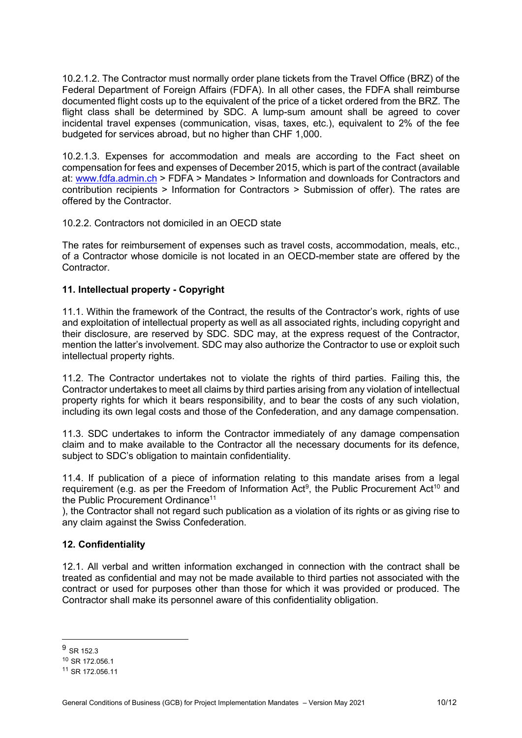10.2.1.2. The Contractor must normally order plane tickets from the Travel Office (BRZ) of the Federal Department of Foreign Affairs (FDFA). In all other cases, the FDFA shall reimburse documented flight costs up to the equivalent of the price of a ticket ordered from the BRZ. The flight class shall be determined by SDC. A lump-sum amount shall be agreed to cover incidental travel expenses (communication, visas, taxes, etc.), equivalent to 2% of the fee budgeted for services abroad, but no higher than CHF 1,000.

10.2.1.3. Expenses for accommodation and meals are according to the Fact sheet on compensation for fees and expenses of December 2015, which is part of the contract (available at: www.fdfa.admin.ch > FDFA > Mandates > Information and downloads for Contractors and contribution recipients > Information for Contractors > Submission of offer). The rates are offered by the Contractor.

10.2.2. Contractors not domiciled in an OECD state

The rates for reimbursement of expenses such as travel costs, accommodation, meals, etc., of a Contractor whose domicile is not located in an OECD-member state are offered by the Contractor.

## 11. Intellectual property - Copyright

11.1. Within the framework of the Contract, the results of the Contractor's work, rights of use and exploitation of intellectual property as well as all associated rights, including copyright and their disclosure, are reserved by SDC. SDC may, at the express request of the Contractor, mention the latter's involvement. SDC may also authorize the Contractor to use or exploit such intellectual property rights.

11.2. The Contractor undertakes not to violate the rights of third parties. Failing this, the Contractor undertakes to meet all claims by third parties arising from any violation of intellectual property rights for which it bears responsibility, and to bear the costs of any such violation, including its own legal costs and those of the Confederation, and any damage compensation.

11.3. SDC undertakes to inform the Contractor immediately of any damage compensation claim and to make available to the Contractor all the necessary documents for its defence, subject to SDC's obligation to maintain confidentiality.

11.4. If publication of a piece of information relating to this mandate arises from a legal requirement (e.g. as per the Freedom of Information Act[9], the Public Procurement Act[10] and the Public Procurement Ordinance[11]
), the Contractor shall not regard such publication as a violation of its rights or as giving rise to any claim against the Swiss Confederation.

## 12. Confidentiality

12.1. All verbal and written information exchanged in connection with the contract shall be treated as confidential and may not be made available to third parties not associated with the contract or used for purposes other than those for which it was provided or produced. The Contractor shall make its personnel aware of this confidentiality obligation.

---

[9] SR 152.3

[10] SR 172.056.1

[11] SR 172.056.11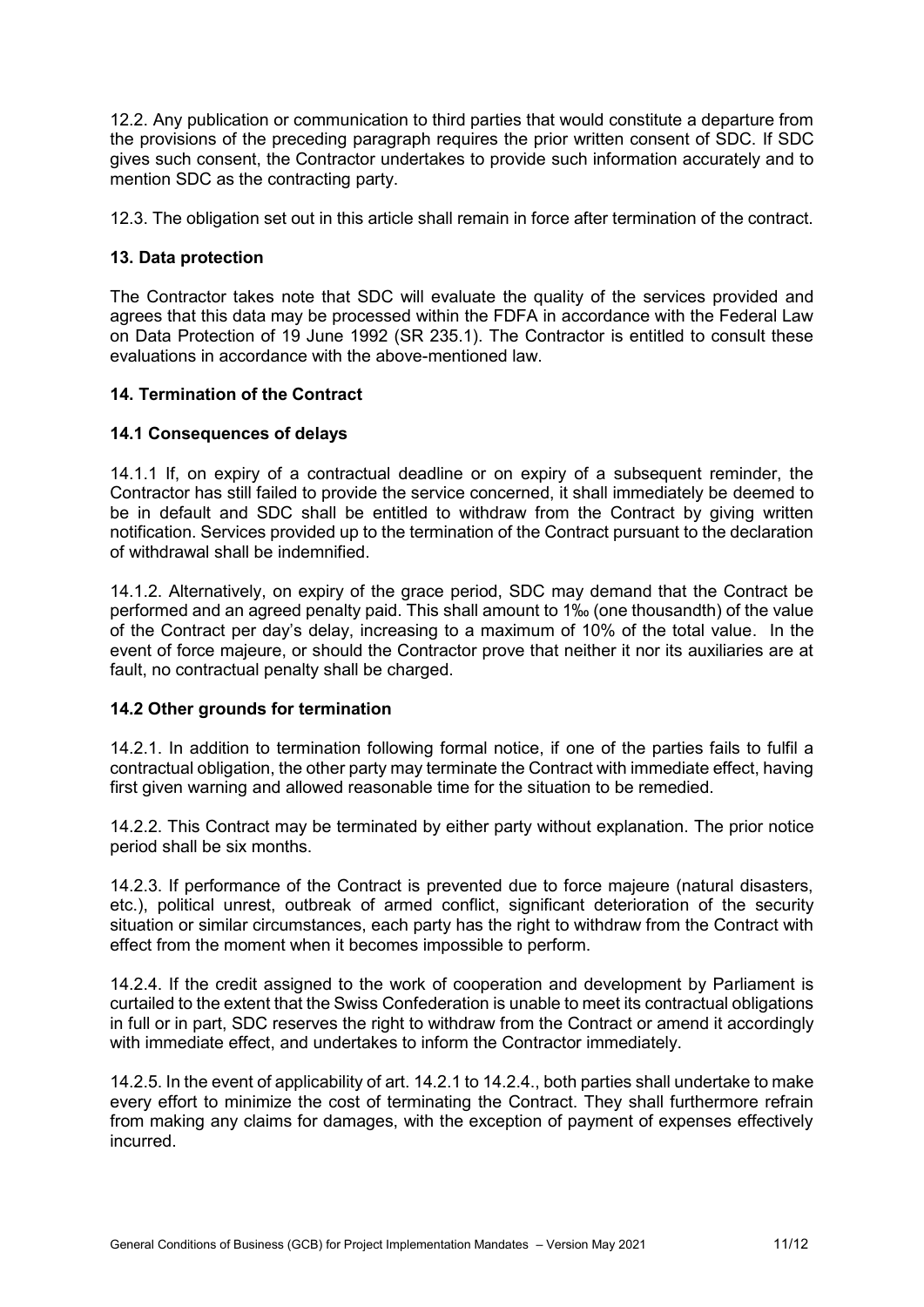12.2. Any publication or communication to third parties that would constitute a departure from the provisions of the preceding paragraph requires the prior written consent of SDC. If SDC gives such consent, the Contractor undertakes to provide such information accurately and to mention SDC as the contracting party.

12.3. The obligation set out in this article shall remain in force after termination of the contract.

## 13. Data protection

The Contractor takes note that SDC will evaluate the quality of the services provided and agrees that this data may be processed within the FDFA in accordance with the Federal Law on Data Protection of 19 June 1992 (SR 235.1). The Contractor is entitled to consult these evaluations in accordance with the above-mentioned law.

## 14. Termination of the Contract

### 14.1 Consequences of delays

14.1.1 If, on expiry of a contractual deadline or on expiry of a subsequent reminder, the Contractor has still failed to provide the service concerned, it shall immediately be deemed to be in default and SDC shall be entitled to withdraw from the Contract by giving written notification. Services provided up to the termination of the Contract pursuant to the declaration of withdrawal shall be indemnified.

14.1.2. Alternatively, on expiry of the grace period, SDC may demand that the Contract be performed and an agreed penalty paid. This shall amount to 1‰ (one thousandth) of the value of the Contract per day's delay, increasing to a maximum of 10% of the total value. In the event of force majeure, or should the Contractor prove that neither it nor its auxiliaries are at fault, no contractual penalty shall be charged.

### 14.2 Other grounds for termination

14.2.1. In addition to termination following formal notice, if one of the parties fails to fulfil a contractual obligation, the other party may terminate the Contract with immediate effect, having first given warning and allowed reasonable time for the situation to be remedied.

14.2.2. This Contract may be terminated by either party without explanation. The prior notice period shall be six months.

14.2.3. If performance of the Contract is prevented due to force majeure (natural disasters, etc.), political unrest, outbreak of armed conflict, significant deterioration of the security situation or similar circumstances, each party has the right to withdraw from the Contract with effect from the moment when it becomes impossible to perform.

14.2.4. If the credit assigned to the work of cooperation and development by Parliament is curtailed to the extent that the Swiss Confederation is unable to meet its contractual obligations in full or in part, SDC reserves the right to withdraw from the Contract or amend it accordingly with immediate effect, and undertakes to inform the Contractor immediately.

14.2.5. In the event of applicability of art. 14.2.1 to 14.2.4., both parties shall undertake to make every effort to minimize the cost of terminating the Contract. They shall furthermore refrain from making any claims for damages, with the exception of payment of expenses effectively incurred.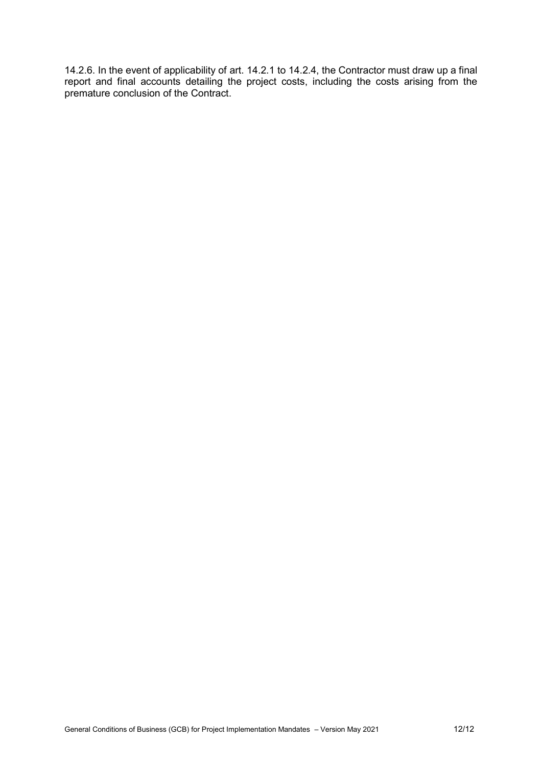14.2.6. In the event of applicability of art. 14.2.1 to 14.2.4, the Contractor must draw up a final report and final accounts detailing the project costs, including the costs arising from the premature conclusion of the Contract.